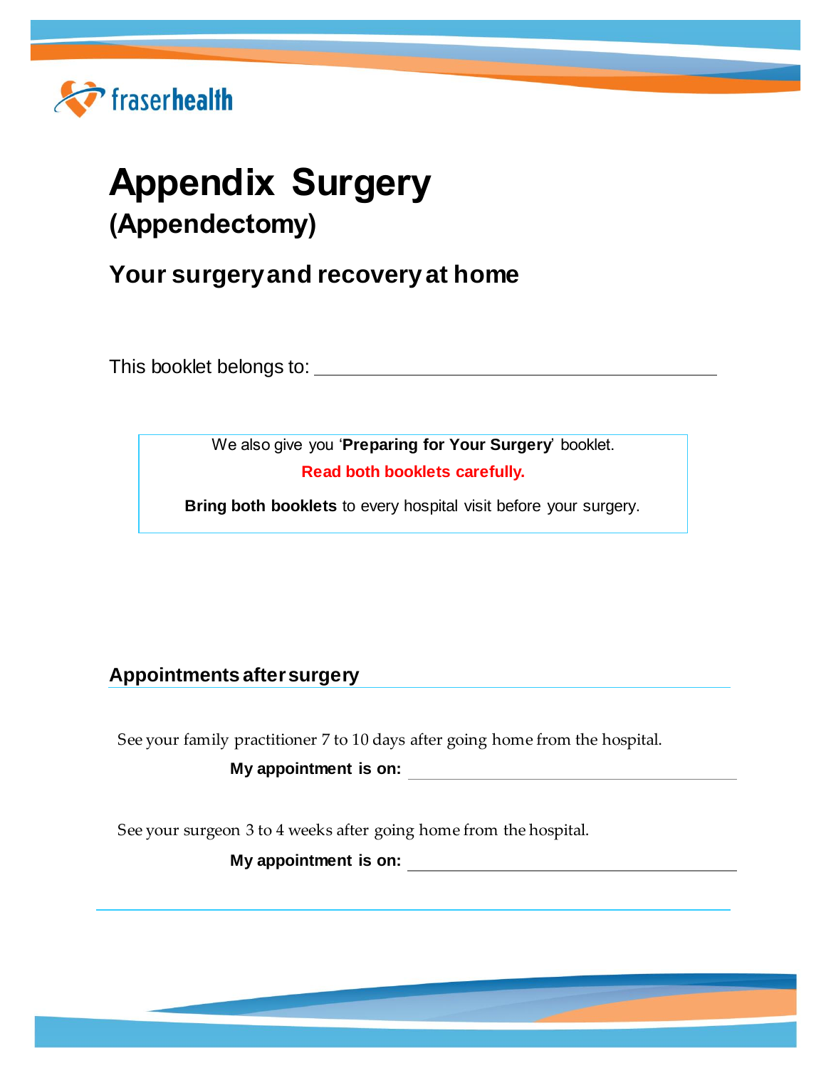fraserhealth

# Appendix Surgery

## (Appendectomy)

## Your surgery and recovery at home

This booklet belongs to: ___________________________________

> We also give you '**Preparing for Your Surgery**' booklet.
>
> **Read both booklets carefully.**
>
> **Bring both booklets** to every hospital visit before your surgery.

### Appointments after surgery

See your family practitioner 7 to 10 days after going home from the hospital.

**My appointment is on:** ___________________________________

See your surgeon 3 to 4 weeks after going home from the hospital.

**My appointment is on:** ___________________________________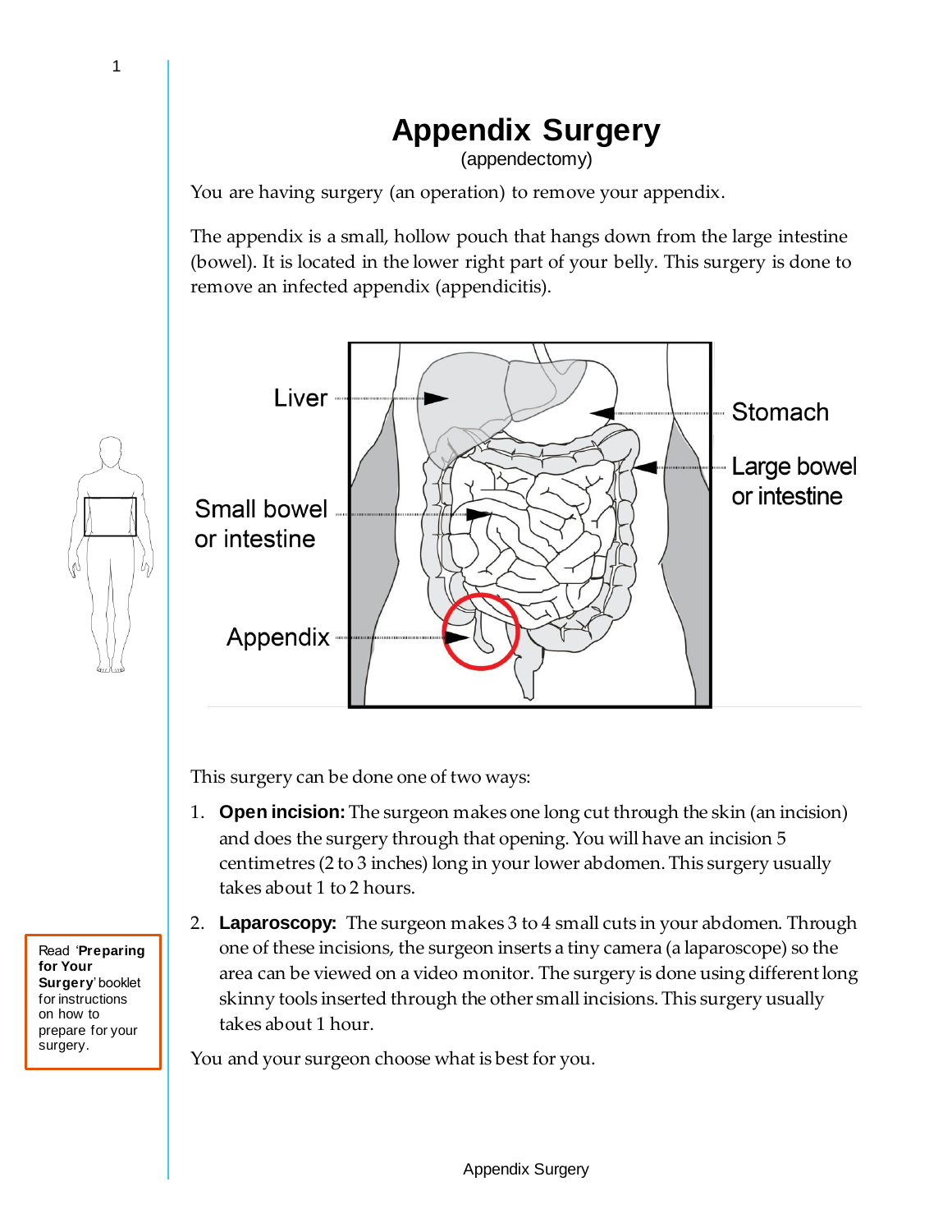# Appendix Surgery

(appendectomy)

You are having surgery (an operation) to remove your appendix.

The appendix is a small, hollow pouch that hangs down from the large intestine (bowel). It is located in the lower right part of your belly. This surgery is done to remove an infected appendix (appendicitis).

Liver

Stomach

Large bowel or intestine

Small bowel or intestine

Appendix

This surgery can be done one of two ways:

1. **Open incision:** The surgeon makes one long cut through the skin (an incision) and does the surgery through that opening. You will have an incision 5 centimetres (2 to 3 inches) long in your lower abdomen. This surgery usually takes about 1 to 2 hours.
2. **Laparoscopy:** The surgeon makes 3 to 4 small cuts in your abdomen. Through one of these incisions, the surgeon inserts a tiny camera (a laparoscope) so the area can be viewed on a video monitor. The surgery is done using different long skinny tools inserted through the other small incisions. This surgery usually takes about 1 hour.

You and your surgeon choose what is best for you.

Read '**Preparing for Your Surgery**' booklet for instructions on how to prepare for your surgery.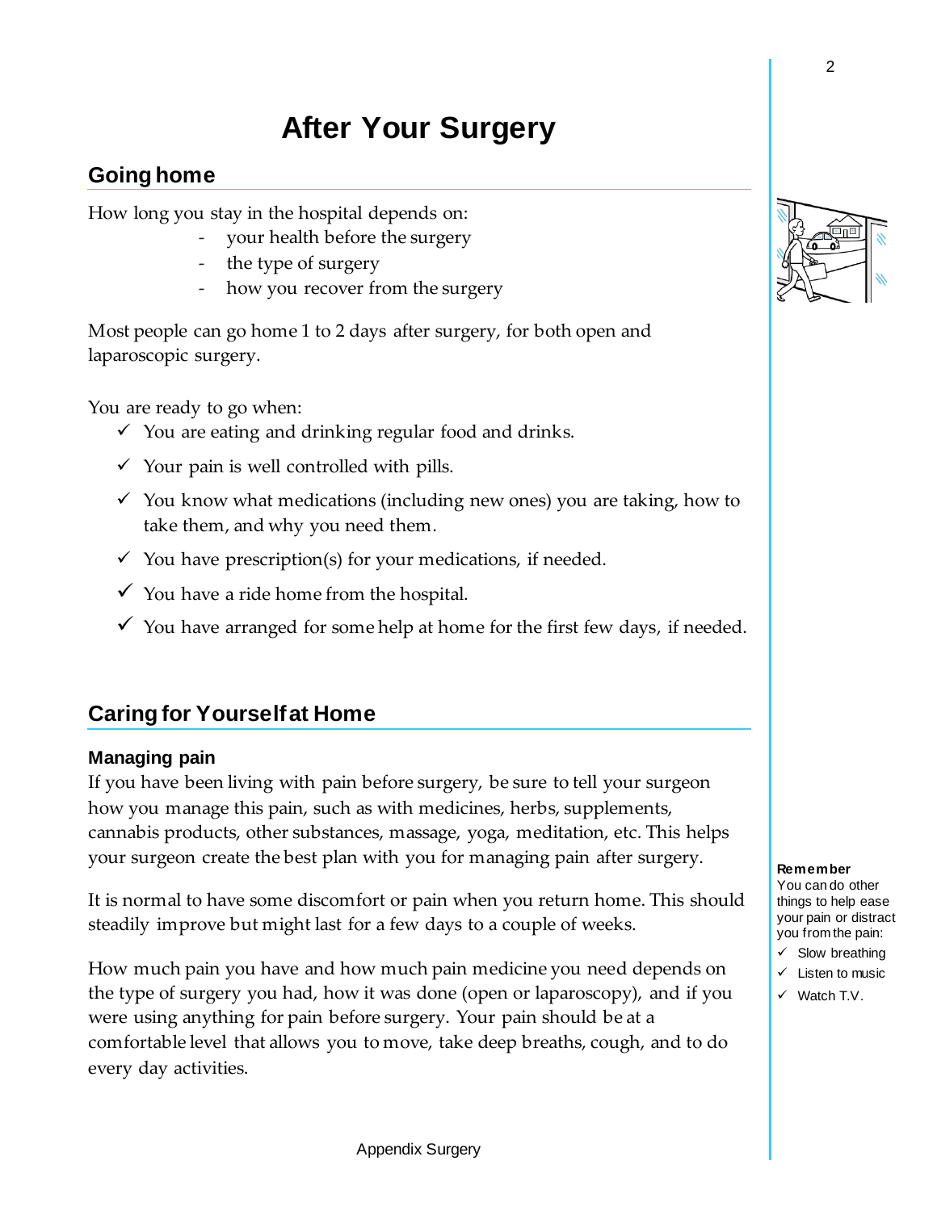# After Your Surgery

## Going home

How long you stay in the hospital depends on:

- your health before the surgery
- the type of surgery
- how you recover from the surgery

Most people can go home 1 to 2 days after surgery, for both open and laparoscopic surgery.

You are ready to go when:

- ✓ You are eating and drinking regular food and drinks.
- ✓ Your pain is well controlled with pills.
- ✓ You know what medications (including new ones) you are taking, how to take them, and why you need them.
- ✓ You have prescription(s) for your medications, if needed.
- ✓ You have a ride home from the hospital.
- ✓ You have arranged for some help at home for the first few days, if needed.

## Caring for Yourself at Home

### Managing pain

If you have been living with pain before surgery, be sure to tell your surgeon how you manage this pain, such as with medicines, herbs, supplements, cannabis products, other substances, massage, yoga, meditation, etc. This helps your surgeon create the best plan with you for managing pain after surgery.

It is normal to have some discomfort or pain when you return home. This should steadily improve but might last for a few days to a couple of weeks.

How much pain you have and how much pain medicine you need depends on the type of surgery you had, how it was done (open or laparoscopy), and if you were using anything for pain before surgery. Your pain should be at a comfortable level that allows you to move, take deep breaths, cough, and to do every day activities.

**Remember**
You can do other things to help ease your pain or distract you from the pain:

- ✓ Slow breathing
- ✓ Listen to music
- ✓ Watch T.V.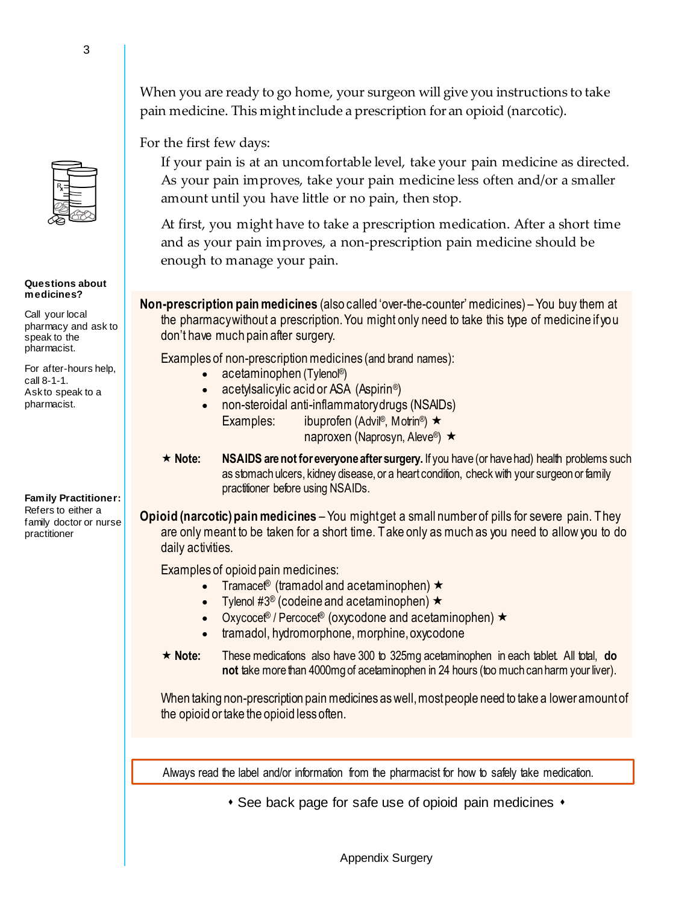When you are ready to go home, your surgeon will give you instructions to take pain medicine. This might include a prescription for an opioid (narcotic).

For the first few days:

If your pain is at an uncomfortable level, take your pain medicine as directed. As your pain improves, take your pain medicine less often and/or a smaller amount until you have little or no pain, then stop.

At first, you might have to take a prescription medication. After a short time and as your pain improves, a non-prescription pain medicine should be enough to manage your pain.

**Questions about medicines?**

Call your local pharmacy and ask to speak to the pharmacist.

For after-hours help, call 8-1-1. Ask to speak to a pharmacist.

**Family Practitioner:** Refers to either a family doctor or nurse practitioner

**Non-prescription pain medicines** (also called 'over-the-counter' medicines) – You buy them at the pharmacy without a prescription. You might only need to take this type of medicine if you don't have much pain after surgery.

Examples of non-prescription medicines (and brand names):

- acetaminophen (Tylenol®)
- acetylsalicylic acid or ASA (Aspirin®)
- non-steroidal anti-inflammatory drugs (NSAIDs)
  Examples: ibuprofen (Advil®, Motrin®) ★
  naproxen (Naprosyn, Aleve®) ★

★ **Note:** **NSAIDS are not for everyone after surgery.** If you have (or have had) health problems such as stomach ulcers, kidney disease, or a heart condition, check with your surgeon or family practitioner before using NSAIDs.

**Opioid (narcotic) pain medicines** – You might get a small number of pills for severe pain. They are only meant to be taken for a short time. Take only as much as you need to allow you to do daily activities.

Examples of opioid pain medicines:

- Tramacet® (tramadol and acetaminophen) ★
- Tylenol #3® (codeine and acetaminophen) ★
- Oxycocet® / Percocet® (oxycodone and acetaminophen) ★
- tramadol, hydromorphone, morphine, oxycodone

★ **Note:** These medications also have 300 to 325mg acetaminophen in each tablet. All total, **do not** take more than 4000mg of acetaminophen in 24 hours (too much can harm your liver).

When taking non-prescription pain medicines as well, most people need to take a lower amount of the opioid or take the opioid less often.

Always read the label and/or information from the pharmacist for how to safely take medication.

⬩ See back page for safe use of opioid pain medicines ⬩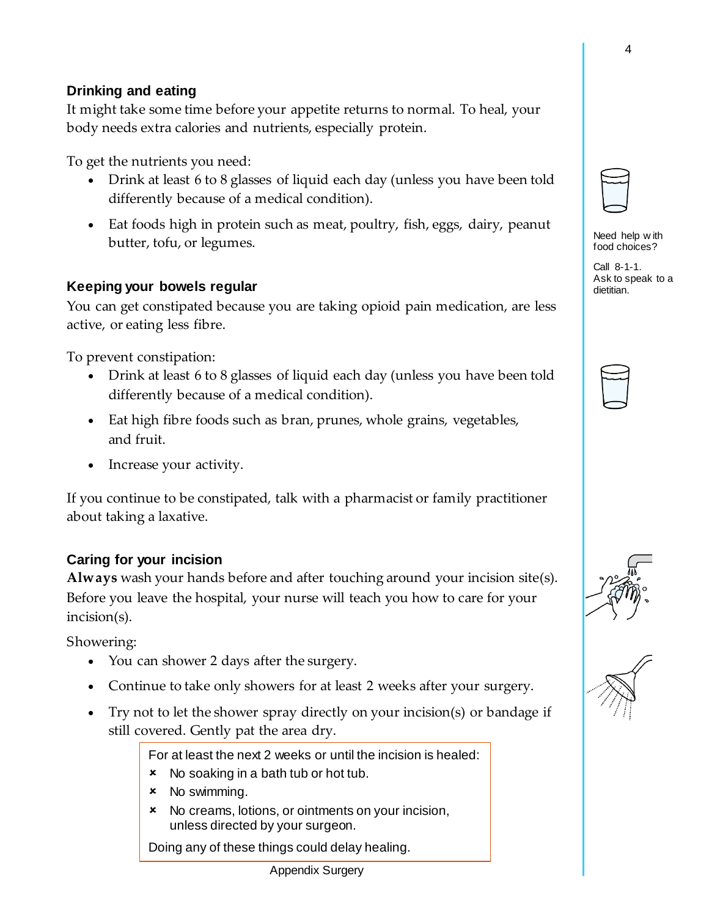## Drinking and eating

It might take some time before your appetite returns to normal. To heal, your body needs extra calories and nutrients, especially protein.

To get the nutrients you need:

- Drink at least 6 to 8 glasses of liquid each day (unless you have been told differently because of a medical condition).
- Eat foods high in protein such as meat, poultry, fish, eggs, dairy, peanut butter, tofu, or legumes.

Need help with food choices?

Call 8-1-1. Ask to speak to a dietitian.

## Keeping your bowels regular

You can get constipated because you are taking opioid pain medication, are less active, or eating less fibre.

To prevent constipation:

- Drink at least 6 to 8 glasses of liquid each day (unless you have been told differently because of a medical condition).
- Eat high fibre foods such as bran, prunes, whole grains, vegetables, and fruit.
- Increase your activity.

If you continue to be constipated, talk with a pharmacist or family practitioner about taking a laxative.

## Caring for your incision

**Always** wash your hands before and after touching around your incision site(s). Before you leave the hospital, your nurse will teach you how to care for your incision(s).

Showering:

- You can shower 2 days after the surgery.
- Continue to take only showers for at least 2 weeks after your surgery.
- Try not to let the shower spray directly on your incision(s) or bandage if still covered. Gently pat the area dry.

For at least the next 2 weeks or until the incision is healed:

- ✗ No soaking in a bath tub or hot tub.
- ✗ No swimming.
- ✗ No creams, lotions, or ointments on your incision, unless directed by your surgeon.

Doing any of these things could delay healing.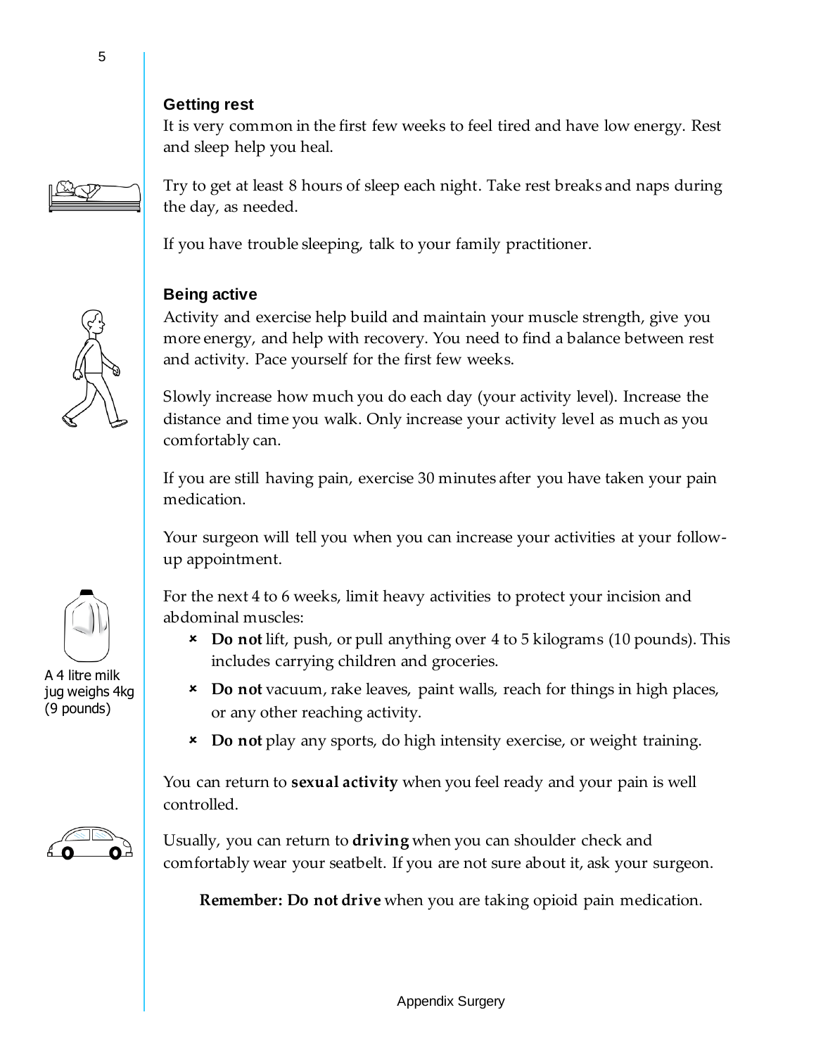## Getting rest

It is very common in the first few weeks to feel tired and have low energy. Rest and sleep help you heal.

Try to get at least 8 hours of sleep each night. Take rest breaks and naps during the day, as needed.

If you have trouble sleeping, talk to your family practitioner.

## Being active

Activity and exercise help build and maintain your muscle strength, give you more energy, and help with recovery. You need to find a balance between rest and activity. Pace yourself for the first few weeks.

Slowly increase how much you do each day (your activity level). Increase the distance and time you walk. Only increase your activity level as much as you comfortably can.

If you are still having pain, exercise 30 minutes after you have taken your pain medication.

Your surgeon will tell you when you can increase your activities at your follow-up appointment.

For the next 4 to 6 weeks, limit heavy activities to protect your incision and abdominal muscles:

- **Do not** lift, push, or pull anything over 4 to 5 kilograms (10 pounds). This includes carrying children and groceries.
- **Do not** vacuum, rake leaves, paint walls, reach for things in high places, or any other reaching activity.
- **Do not** play any sports, do high intensity exercise, or weight training.

A 4 litre milk jug weighs 4kg (9 pounds)

You can return to **sexual activity** when you feel ready and your pain is well controlled.

Usually, you can return to **driving** when you can shoulder check and comfortably wear your seatbelt. If you are not sure about it, ask your surgeon.

**Remember: Do not drive** when you are taking opioid pain medication.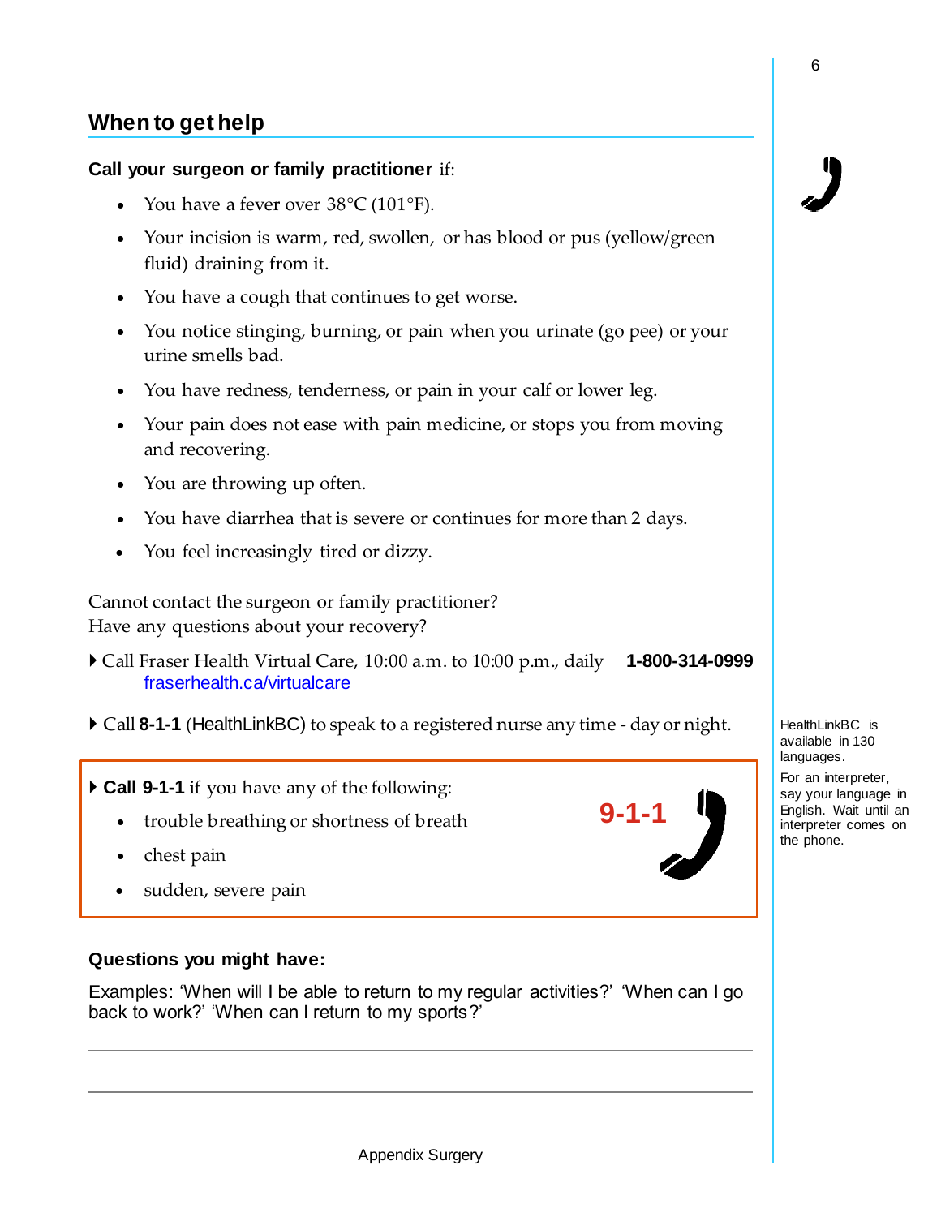## When to get help

**Call your surgeon or family practitioner** if:

- You have a fever over 38°C (101°F).
- Your incision is warm, red, swollen, or has blood or pus (yellow/green fluid) draining from it.
- You have a cough that continues to get worse.
- You notice stinging, burning, or pain when you urinate (go pee) or your urine smells bad.
- You have redness, tenderness, or pain in your calf or lower leg.
- Your pain does not ease with pain medicine, or stops you from moving and recovering.
- You are throwing up often.
- You have diarrhea that is severe or continues for more than 2 days.
- You feel increasingly tired or dizzy.

Cannot contact the surgeon or family practitioner?
Have any questions about your recovery?

- Call Fraser Health Virtual Care, 10:00 a.m. to 10:00 p.m., daily **1-800-314-0999**
  fraserhealth.ca/virtualcare
- Call **8-1-1** (HealthLinkBC) to speak to a registered nurse any time - day or night.

HealthLinkBC is available in 130 languages.

For an interpreter, say your language in English. Wait until an interpreter comes on the phone.

- **Call 9-1-1** if you have any of the following:
  - trouble breathing or shortness of breath
  - chest pain
  - sudden, severe pain

**9-1-1**

**Questions you might have:**

Examples: 'When will I be able to return to my regular activities?' 'When can I go back to work?' 'When can I return to my sports?'

---

---

Appendix Surgery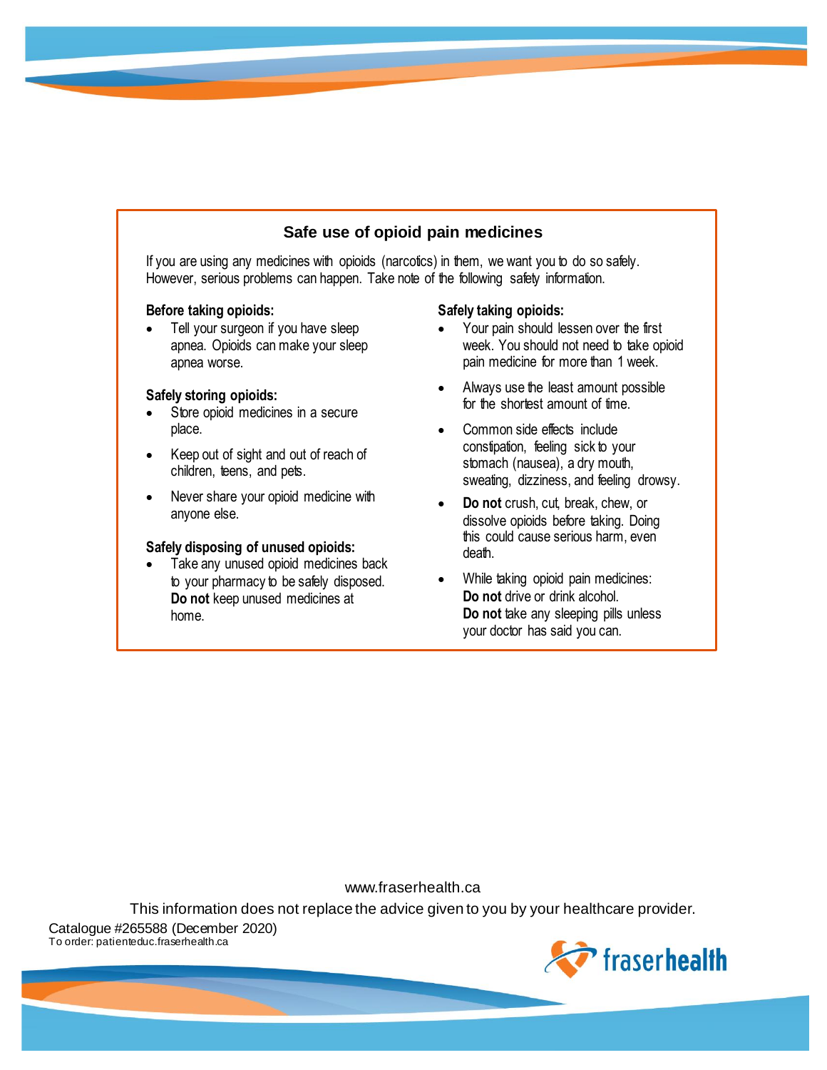## Safe use of opioid pain medicines

If you are using any medicines with opioids (narcotics) in them, we want you to do so safely. However, serious problems can happen. Take note of the following safety information.

**Before taking opioids:**

- Tell your surgeon if you have sleep apnea. Opioids can make your sleep apnea worse.

**Safely storing opioids:**

- Store opioid medicines in a secure place.
- Keep out of sight and out of reach of children, teens, and pets.
- Never share your opioid medicine with anyone else.

**Safely disposing of unused opioids:**

- Take any unused opioid medicines back to your pharmacy to be safely disposed. **Do not** keep unused medicines at home.

**Safely taking opioids:**

- Your pain should lessen over the first week. You should not need to take opioid pain medicine for more than 1 week.
- Always use the least amount possible for the shortest amount of time.
- Common side effects include constipation, feeling sick to your stomach (nausea), a dry mouth, sweating, dizziness, and feeling drowsy.
- **Do not** crush, cut, break, chew, or dissolve opioids before taking. Doing this could cause serious harm, even death.
- While taking opioid pain medicines:
  **Do not** drive or drink alcohol.
  **Do not** take any sleeping pills unless your doctor has said you can.

www.fraserhealth.ca

This information does not replace the advice given to you by your healthcare provider.

Catalogue #265588 (December 2020)
To order: patienteduc.fraserhealth.ca

fraserhealth